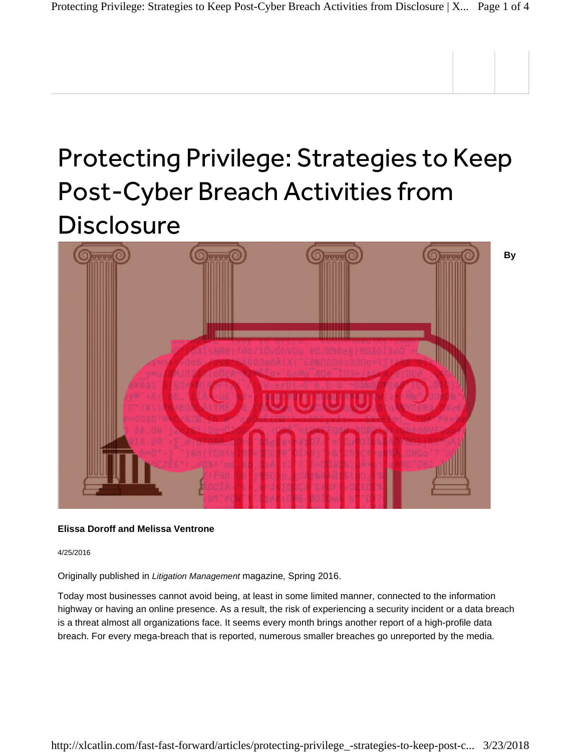# Protecting Privilege: Strategies to Keep Post-Cyber Breach Activities from Disclosure

By

**Elissa Doroff and Melissa Ventrone**

4/25/2016

Originally published in *Litigation Management* magazine, Spring 2016.

Today most businesses cannot avoid being, at least in some limited manner, connected to the information highway or having an online presence. As a result, the risk of experiencing a security incident or a data breach is a threat almost all organizations face. It seems every month brings another report of a high-profile data breach. For every mega-breach that is reported, numerous smaller breaches go unreported by the media.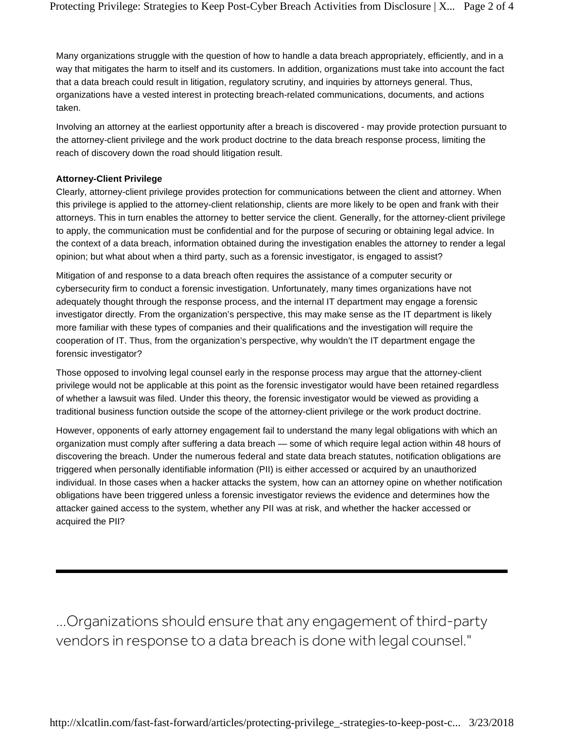Many organizations struggle with the question of how to handle a data breach appropriately, efficiently, and in a way that mitigates the harm to itself and its customers. In addition, organizations must take into account the fact that a data breach could result in litigation, regulatory scrutiny, and inquiries by attorneys general. Thus, organizations have a vested interest in protecting breach-related communications, documents, and actions taken.

Involving an attorney at the earliest opportunity after a breach is discovered - may provide protection pursuant to the attorney-client privilege and the work product doctrine to the data breach response process, limiting the reach of discovery down the road should litigation result.

**Attorney-Client Privilege**

Clearly, attorney-client privilege provides protection for communications between the client and attorney. When this privilege is applied to the attorney-client relationship, clients are more likely to be open and frank with their attorneys. This in turn enables the attorney to better service the client. Generally, for the attorney-client privilege to apply, the communication must be confidential and for the purpose of securing or obtaining legal advice. In the context of a data breach, information obtained during the investigation enables the attorney to render a legal opinion; but what about when a third party, such as a forensic investigator, is engaged to assist?

Mitigation of and response to a data breach often requires the assistance of a computer security or cybersecurity firm to conduct a forensic investigation. Unfortunately, many times organizations have not adequately thought through the response process, and the internal IT department may engage a forensic investigator directly. From the organization's perspective, this may make sense as the IT department is likely more familiar with these types of companies and their qualifications and the investigation will require the cooperation of IT. Thus, from the organization's perspective, why wouldn't the IT department engage the forensic investigator?

Those opposed to involving legal counsel early in the response process may argue that the attorney-client privilege would not be applicable at this point as the forensic investigator would have been retained regardless of whether a lawsuit was filed. Under this theory, the forensic investigator would be viewed as providing a traditional business function outside the scope of the attorney-client privilege or the work product doctrine.

However, opponents of early attorney engagement fail to understand the many legal obligations with which an organization must comply after suffering a data breach — some of which require legal action within 48 hours of discovering the breach. Under the numerous federal and state data breach statutes, notification obligations are triggered when personally identifiable information (PII) is either accessed or acquired by an unauthorized individual. In those cases when a hacker attacks the system, how can an attorney opine on whether notification obligations have been triggered unless a forensic investigator reviews the evidence and determines how the attacker gained access to the system, whether any PII was at risk, and whether the hacker accessed or acquired the PII?

---

...Organizations should ensure that any engagement of third-party vendors in response to a data breach is done with legal counsel."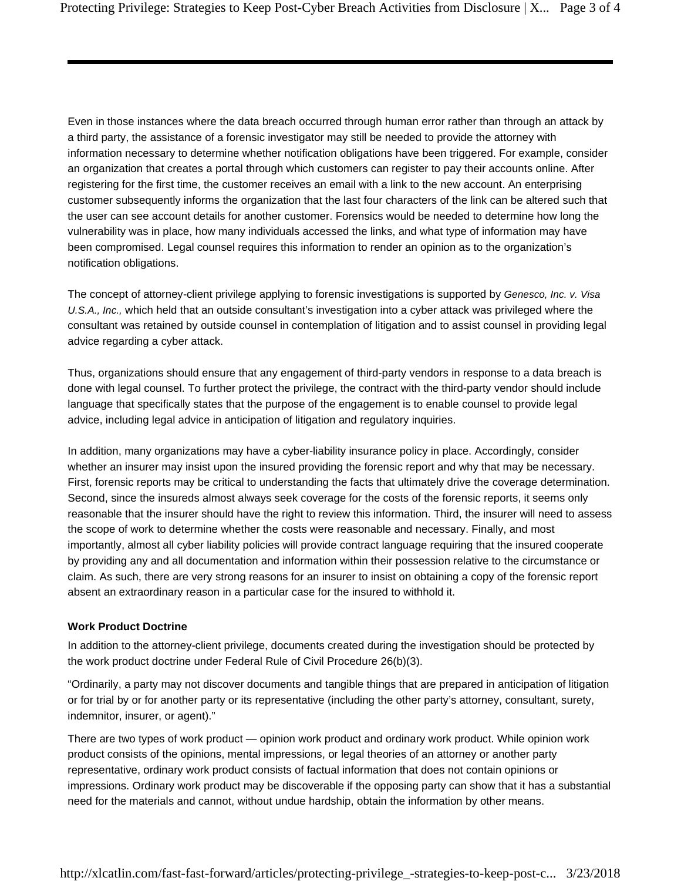Even in those instances where the data breach occurred through human error rather than through an attack by a third party, the assistance of a forensic investigator may still be needed to provide the attorney with information necessary to determine whether notification obligations have been triggered. For example, consider an organization that creates a portal through which customers can register to pay their accounts online. After registering for the first time, the customer receives an email with a link to the new account. An enterprising customer subsequently informs the organization that the last four characters of the link can be altered such that the user can see account details for another customer. Forensics would be needed to determine how long the vulnerability was in place, how many individuals accessed the links, and what type of information may have been compromised. Legal counsel requires this information to render an opinion as to the organization's notification obligations.

The concept of attorney-client privilege applying to forensic investigations is supported by *Genesco, Inc. v. Visa U.S.A., Inc.,* which held that an outside consultant's investigation into a cyber attack was privileged where the consultant was retained by outside counsel in contemplation of litigation and to assist counsel in providing legal advice regarding a cyber attack.

Thus, organizations should ensure that any engagement of third-party vendors in response to a data breach is done with legal counsel. To further protect the privilege, the contract with the third-party vendor should include language that specifically states that the purpose of the engagement is to enable counsel to provide legal advice, including legal advice in anticipation of litigation and regulatory inquiries.

In addition, many organizations may have a cyber-liability insurance policy in place. Accordingly, consider whether an insurer may insist upon the insured providing the forensic report and why that may be necessary. First, forensic reports may be critical to understanding the facts that ultimately drive the coverage determination. Second, since the insureds almost always seek coverage for the costs of the forensic reports, it seems only reasonable that the insurer should have the right to review this information. Third, the insurer will need to assess the scope of work to determine whether the costs were reasonable and necessary. Finally, and most importantly, almost all cyber liability policies will provide contract language requiring that the insured cooperate by providing any and all documentation and information within their possession relative to the circumstance or claim. As such, there are very strong reasons for an insurer to insist on obtaining a copy of the forensic report absent an extraordinary reason in a particular case for the insured to withhold it.

**Work Product Doctrine**

In addition to the attorney-client privilege, documents created during the investigation should be protected by the work product doctrine under Federal Rule of Civil Procedure 26(b)(3).

"Ordinarily, a party may not discover documents and tangible things that are prepared in anticipation of litigation or for trial by or for another party or its representative (including the other party's attorney, consultant, surety, indemnitor, insurer, or agent)."

There are two types of work product — opinion work product and ordinary work product. While opinion work product consists of the opinions, mental impressions, or legal theories of an attorney or another party representative, ordinary work product consists of factual information that does not contain opinions or impressions. Ordinary work product may be discoverable if the opposing party can show that it has a substantial need for the materials and cannot, without undue hardship, obtain the information by other means.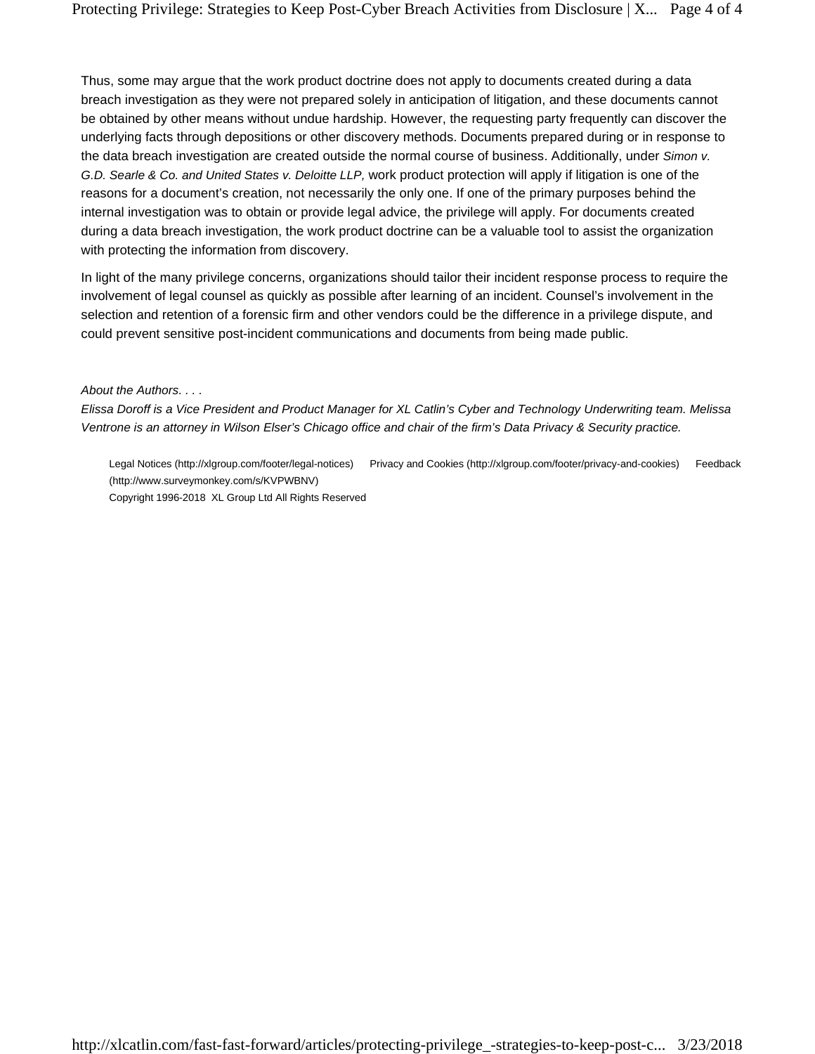Thus, some may argue that the work product doctrine does not apply to documents created during a data breach investigation as they were not prepared solely in anticipation of litigation, and these documents cannot be obtained by other means without undue hardship. However, the requesting party frequently can discover the underlying facts through depositions or other discovery methods. Documents prepared during or in response to the data breach investigation are created outside the normal course of business. Additionally, under *Simon v. G.D. Searle & Co. and United States v. Deloitte LLP,* work product protection will apply if litigation is one of the reasons for a document's creation, not necessarily the only one. If one of the primary purposes behind the internal investigation was to obtain or provide legal advice, the privilege will apply. For documents created during a data breach investigation, the work product doctrine can be a valuable tool to assist the organization with protecting the information from discovery.

In light of the many privilege concerns, organizations should tailor their incident response process to require the involvement of legal counsel as quickly as possible after learning of an incident. Counsel's involvement in the selection and retention of a forensic firm and other vendors could be the difference in a privilege dispute, and could prevent sensitive post-incident communications and documents from being made public.

*About the Authors. . . .*
*Elissa Doroff is a Vice President and Product Manager for XL Catlin's Cyber and Technology Underwriting team. Melissa Ventrone is an attorney in Wilson Elser's Chicago office and chair of the firm's Data Privacy & Security practice.*

Legal Notices (http://xlgroup.com/footer/legal-notices) Privacy and Cookies (http://xlgroup.com/footer/privacy-and-cookies) Feedback (http://www.surveymonkey.com/s/KVPWBNV)
Copyright 1996-2018 XL Group Ltd All Rights Reserved